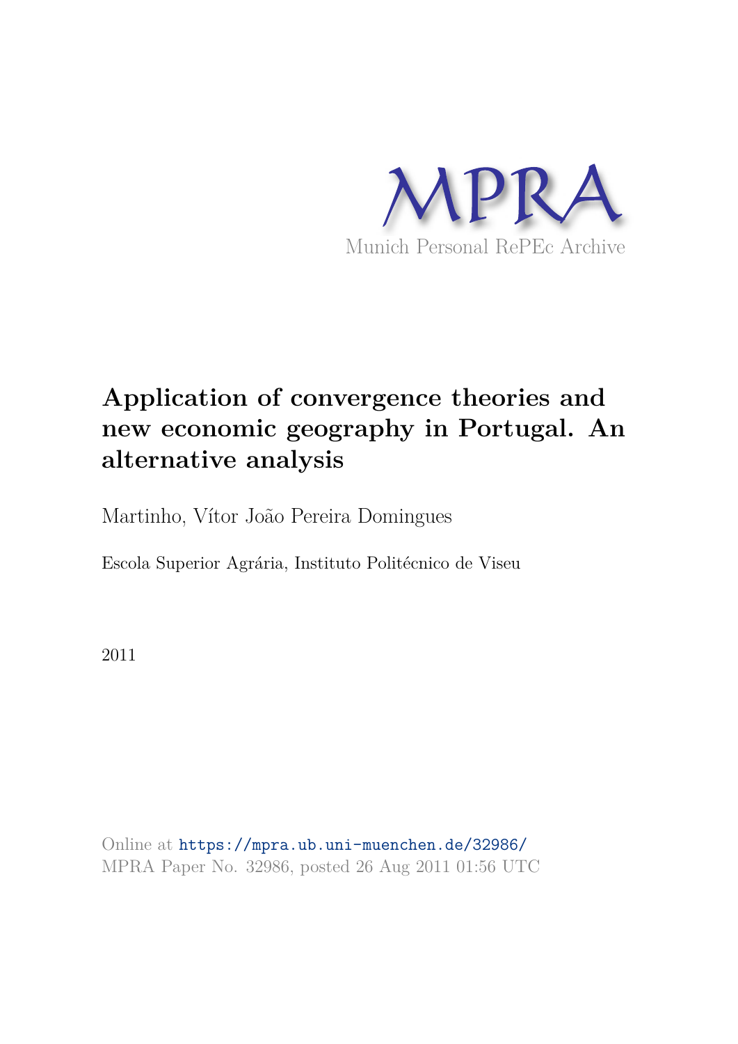MPRA

Munich Personal RePEc Archive

# Application of convergence theories and new economic geography in Portugal. An alternative analysis

Martinho, Vítor João Pereira Domingues

Escola Superior Agrária, Instituto Politécnico de Viseu

2011

Online at https://mpra.ub.uni-muenchen.de/32986/
MPRA Paper No. 32986, posted 26 Aug 2011 01:56 UTC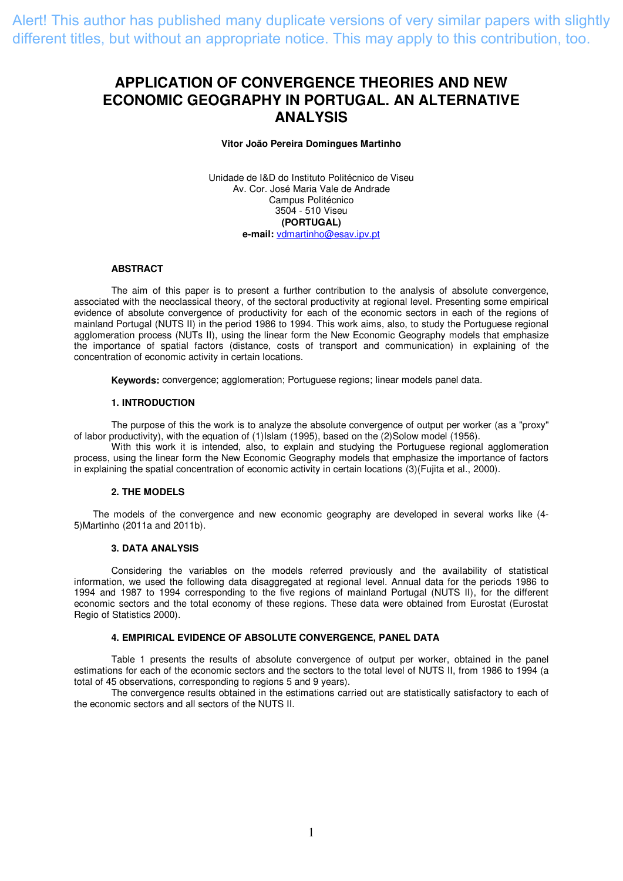Alert! This author has published many duplicate versions of very similar papers with slightly different titles, but without an appropriate notice. This may apply to this contribution, too.

# APPLICATION OF CONVERGENCE THEORIES AND NEW ECONOMIC GEOGRAPHY IN PORTUGAL. AN ALTERNATIVE ANALYSIS

**Vitor João Pereira Domingues Martinho**

Unidade de I&D do Instituto Politécnico de Viseu
Av. Cor. José Maria Vale de Andrade
Campus Politécnico
3504 - 510 Viseu
**(PORTUGAL)**
**e-mail:** vdmartinho@esav.ipv.pt

### ABSTRACT

The aim of this paper is to present a further contribution to the analysis of absolute convergence, associated with the neoclassical theory, of the sectoral productivity at regional level. Presenting some empirical evidence of absolute convergence of productivity for each of the economic sectors in each of the regions of mainland Portugal (NUTS II) in the period 1986 to 1994. This work aims, also, to study the Portuguese regional agglomeration process (NUTs II), using the linear form the New Economic Geography models that emphasize the importance of spatial factors (distance, costs of transport and communication) in explaining of the concentration of economic activity in certain locations.

**Keywords:** convergence; agglomeration; Portuguese regions; linear models panel data.

### 1. INTRODUCTION

The purpose of this the work is to analyze the absolute convergence of output per worker (as a "proxy" of labor productivity), with the equation of (1)Islam (1995), based on the (2)Solow model (1956).

With this work it is intended, also, to explain and studying the Portuguese regional agglomeration process, using the linear form the New Economic Geography models that emphasize the importance of factors in explaining the spatial concentration of economic activity in certain locations (3)(Fujita et al., 2000).

### 2. THE MODELS

The models of the convergence and new economic geography are developed in several works like (4-5)Martinho (2011a and 2011b).

### 3. DATA ANALYSIS

Considering the variables on the models referred previously and the availability of statistical information, we used the following data disaggregated at regional level. Annual data for the periods 1986 to 1994 and 1987 to 1994 corresponding to the five regions of mainland Portugal (NUTS II), for the different economic sectors and the total economy of these regions. These data were obtained from Eurostat (Eurostat Regio of Statistics 2000).

### 4. EMPIRICAL EVIDENCE OF ABSOLUTE CONVERGENCE, PANEL DATA

Table 1 presents the results of absolute convergence of output per worker, obtained in the panel estimations for each of the economic sectors and the sectors to the total level of NUTS II, from 1986 to 1994 (a total of 45 observations, corresponding to regions 5 and 9 years).

The convergence results obtained in the estimations carried out are statistically satisfactory to each of the economic sectors and all sectors of the NUTS II.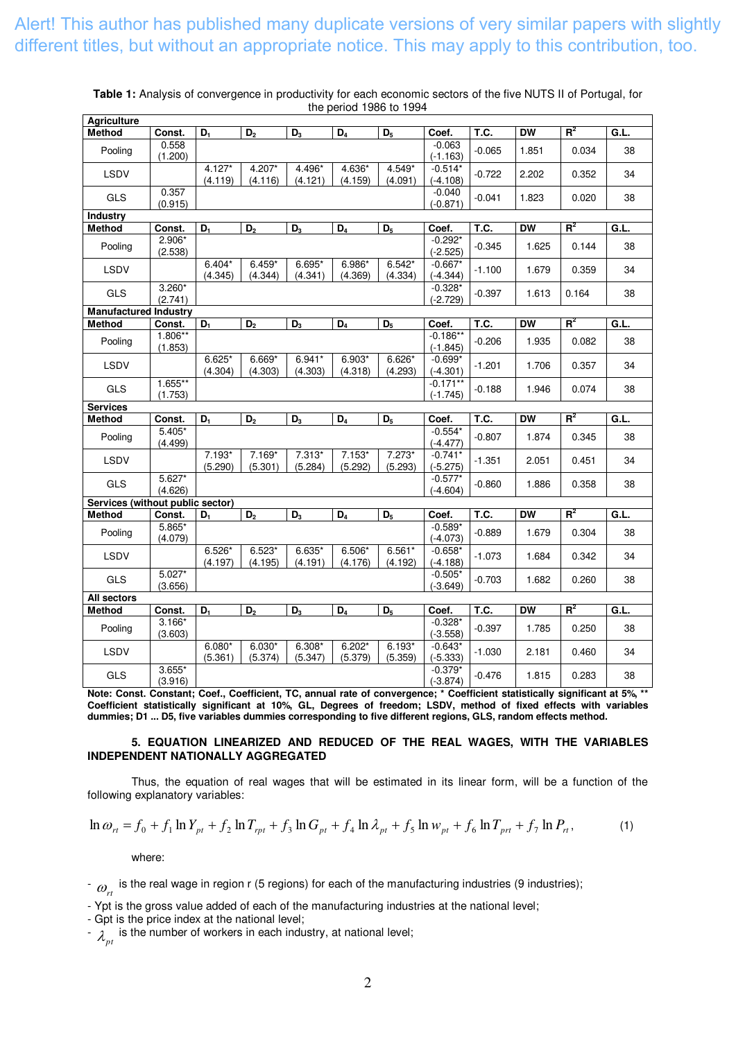Alert! This author has published many duplicate versions of very similar papers with slightly different titles, but without an appropriate notice. This may apply to this contribution, too.

**Table 1:** Analysis of convergence in productivity for each economic sectors of the five NUTS II of Portugal, for the period 1986 to 1994

| Method | Const. | $D_1$ | $D_2$ | $D_3$ | $D_4$ | $D_5$ | Coef. | T.C. | DW | $R^2$ | G.L. |
|---|---|---|---|---|---|---|---|---|---|---|---|
| **Agriculture** | | | | | | | | | | | |
| Pooling | 0.558 (1.200) | | | | | | -0.063 (-1.163) | -0.065 | 1.851 | 0.034 | 38 |
| LSDV | | 4.127* (4.119) | 4.207* (4.116) | 4.496* (4.121) | 4.636* (4.159) | 4.549* (4.091) | -0.514* (-4.108) | -0.722 | 2.202 | 0.352 | 34 |
| GLS | 0.357 (0.915) | | | | | | -0.040 (-0.871) | -0.041 | 1.823 | 0.020 | 38 |
| **Industry** | | | | | | | | | | | |
| Pooling | 2.906* (2.538) | | | | | | -0.292* (-2.525) | -0.345 | 1.625 | 0.144 | 38 |
| LSDV | | 6.404* (4.345) | 6.459* (4.344) | 6.695* (4.341) | 6.986* (4.369) | 6.542* (4.334) | -0.667* (-4.344) | -1.100 | 1.679 | 0.359 | 34 |
| GLS | 3.260* (2.741) | | | | | | -0.328* (-2.729) | -0.397 | 1.613 | 0.164 | 38 |
| **Manufactured Industry** | | | | | | | | | | | |
| Pooling | 1.806** (1.853) | | | | | | -0.186** (-1.845) | -0.206 | 1.935 | 0.082 | 38 |
| LSDV | | 6.625* (4.304) | 6.669* (4.303) | 6.941* (4.303) | 6.903* (4.318) | 6.626* (4.293) | -0.699* (-4.301) | -1.201 | 1.706 | 0.357 | 34 |
| GLS | 1.655** (1.753) | | | | | | -0.171** (-1.745) | -0.188 | 1.946 | 0.074 | 38 |
| **Services** | | | | | | | | | | | |
| Pooling | 5.405* (4.499) | | | | | | -0.554* (-4.477) | -0.807 | 1.874 | 0.345 | 38 |
| LSDV | | 7.193* (5.290) | 7.169* (5.301) | 7.313* (5.284) | 7.153* (5.292) | 7.273* (5.293) | -0.741* (-5.275) | -1.351 | 2.051 | 0.451 | 34 |
| GLS | 5.627* (4.626) | | | | | | -0.577* (-4.604) | -0.860 | 1.886 | 0.358 | 38 |
| **Services (without public sector)** | | | | | | | | | | | |
| Pooling | 5.865* (4.079) | | | | | | -0.589* (-4.073) | -0.889 | 1.679 | 0.304 | 38 |
| LSDV | | 6.526* (4.197) | 6.523* (4.195) | 6.635* (4.191) | 6.506* (4.176) | 6.561* (4.192) | -0.658* (-4.188) | -1.073 | 1.684 | 0.342 | 34 |
| GLS | 5.027* (3.656) | | | | | | -0.505* (-3.649) | -0.703 | 1.682 | 0.260 | 38 |
| **All sectors** | | | | | | | | | | | |
| Pooling | 3.166* (3.603) | | | | | | -0.328* (-3.558) | -0.397 | 1.785 | 0.250 | 38 |
| LSDV | | 6.080* (5.361) | 6.030* (5.374) | 6.308* (5.347) | 6.202* (5.379) | 6.193* (5.359) | -0.643* (-5.333) | -1.030 | 2.181 | 0.460 | 34 |
| GLS | 3.655* (3.916) | | | | | | -0.379* (-3.874) | -0.476 | 1.815 | 0.283 | 38 |

**Note: Const. Constant; Coef., Coefficient, TC, annual rate of convergence; * Coefficient statistically significant at 5%, ** Coefficient statistically significant at 10%, GL, Degrees of freedom; LSDV, method of fixed effects with variables dummies; D1 ... D5, five variables dummies corresponding to five different regions, GLS, random effects method.**

## 5. EQUATION LINEARIZED AND REDUCED OF THE REAL WAGES, WITH THE VARIABLES INDEPENDENT NATIONALLY AGGREGATED

Thus, the equation of real wages that will be estimated in its linear form, will be a function of the following explanatory variables:

$$\ln \omega_{rt} = f_0 + f_1 \ln Y_{pt} + f_2 \ln T_{rpt} + f_3 \ln G_{pt} + f_4 \ln \lambda_{pt} + f_5 \ln w_{pt} + f_6 \ln T_{prt} + f_7 \ln P_{rt}, \quad (1)$$

where:

- $\omega_{rt}$ is the real wage in region r (5 regions) for each of the manufacturing industries (9 industries);
- Ypt is the gross value added of each of the manufacturing industries at the national level;
- Gpt is the price index at the national level;
- $\lambda_{pt}$ is the number of workers in each industry, at national level;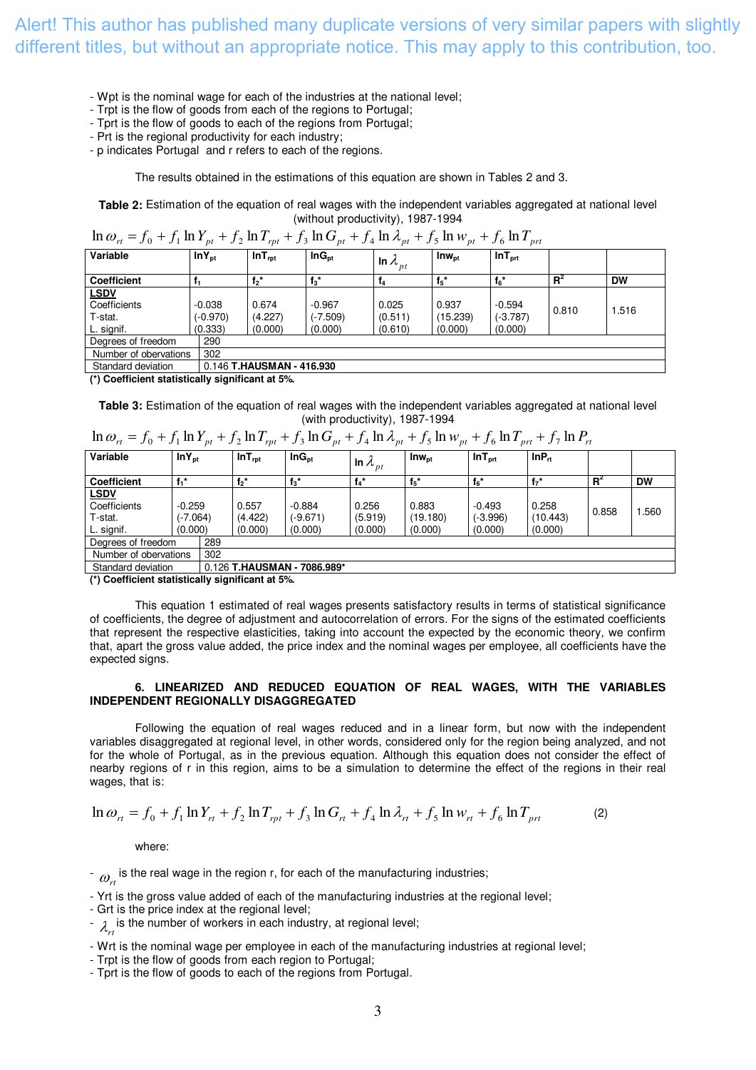Alert! This author has published many duplicate versions of very similar papers with slightly different titles, but without an appropriate notice. This may apply to this contribution, too.

- Wpt is the nominal wage for each of the industries at the national level;
- Trpt is the flow of goods from each of the regions to Portugal;
- Tprt is the flow of goods to each of the regions from Portugal;
- Prt is the regional productivity for each industry;
- p indicates Portugal and r refers to each of the regions.

The results obtained in the estimations of this equation are shown in Tables 2 and 3.

**Table 2:** Estimation of the equation of real wages with the independent variables aggregated at national level (without productivity), 1987-1994

$$\ln \omega_{rt} = f_0 + f_1 \ln Y_{pt} + f_2 \ln T_{rpt} + f_3 \ln G_{pt} + f_4 \ln \lambda_{pt} + f_5 \ln w_{pt} + f_6 \ln T_{prt}$$

| Variable | $\ln Y_{pt}$ | $\ln T_{rpt}$ | $\ln G_{pt}$ | $\ln \lambda_{pt}$ | $\ln w_{pt}$ | $\ln T_{prt}$ | | |
|---|---|---|---|---|---|---|---|---|
| **Coefficient** | $f_1$ | $f_2$* | $f_3$* | $f_4$ | $f_5$* | $f_6$* | $R^2$ | DW |
| **LSDV** Coefficients T-stat. L. signif. | -0.038 (-0.970) (0.333) | 0.674 (4.227) (0.000) | -0.967 (-7.509) (0.000) | 0.025 (0.511) (0.610) | 0.937 (15.239) (0.000) | -0.594 (-3.787) (0.000) | 0.810 | 1.516 |
| Degrees of freedom | 290 | | | | | | | |
| Number of observations | 302 | | | | | | | |
| Standard deviation | 0.146 **T.HAUSMAN - 416.930** | | | | | | | |

**(\*) Coefficient statistically significant at 5%.**

**Table 3:** Estimation of the equation of real wages with the independent variables aggregated at national level (with productivity), 1987-1994

$$\ln \omega_{rt} = f_0 + f_1 \ln Y_{pt} + f_2 \ln T_{rpt} + f_3 \ln G_{pt} + f_4 \ln \lambda_{pt} + f_5 \ln w_{pt} + f_6 \ln T_{prt} + f_7 \ln P_{rt}$$

| Variable | $\ln Y_{pt}$ | $\ln T_{rpt}$ | $\ln G_{pt}$ | $\ln \lambda_{pt}$ | $\ln w_{pt}$ | $\ln T_{prt}$ | $\ln P_{rt}$ | | |
|---|---|---|---|---|---|---|---|---|---|
| **Coefficient** | $f_1$* | $f_2$* | $f_3$* | $f_4$* | $f_5$* | $f_6$* | $f_7$* | $R^2$ | DW |
| **LSDV** Coefficients T-stat. L. signif. | -0.259 (-7.064) (0.000) | 0.557 (4.422) (0.000) | -0.884 (-9.671) (0.000) | 0.256 (5.919) (0.000) | 0.883 (19.180) (0.000) | -0.493 (-3.996) (0.000) | 0.258 (10.443) (0.000) | 0.858 | 1.560 |
| Degrees of freedom | 289 | | | | | | | | |
| Number of observations | 302 | | | | | | | | |
| Standard deviation | 0.126 **T.HAUSMAN - 7086.989*** | | | | | | | | |

**(\*) Coefficient statistically significant at 5%.**

This equation 1 estimated of real wages presents satisfactory results in terms of statistical significance of coefficients, the degree of adjustment and autocorrelation of errors. For the signs of the estimated coefficients that represent the respective elasticities, taking into account the expected by the economic theory, we confirm that, apart the gross value added, the price index and the nominal wages per employee, all coefficients have the expected signs.

## 6. LINEARIZED AND REDUCED EQUATION OF REAL WAGES, WITH THE VARIABLES INDEPENDENT REGIONALLY DISAGGREGATED

Following the equation of real wages reduced and in a linear form, but now with the independent variables disaggregated at regional level, in other words, considered only for the region being analyzed, and not for the whole of Portugal, as in the previous equation. Although this equation does not consider the effect of nearby regions of r in this region, aims to be a simulation to determine the effect of the regions in their real wages, that is:

$$\ln \omega_{rt} = f_0 + f_1 \ln Y_{rt} + f_2 \ln T_{rpt} + f_3 \ln G_{rt} + f_4 \ln \lambda_{rt} + f_5 \ln w_{rt} + f_6 \ln T_{prt} \qquad (2)$$

where:

- $\omega_{rt}$ is the real wage in the region r, for each of the manufacturing industries;
- Yrt is the gross value added of each of the manufacturing industries at the regional level;
- Grt is the price index at the regional level;
- $\lambda_{rt}$ is the number of workers in each industry, at regional level;
- Wrt is the nominal wage per employee in each of the manufacturing industries at regional level;
- Trpt is the flow of goods from each region to Portugal;
- Tprt is the flow of goods to each of the regions from Portugal.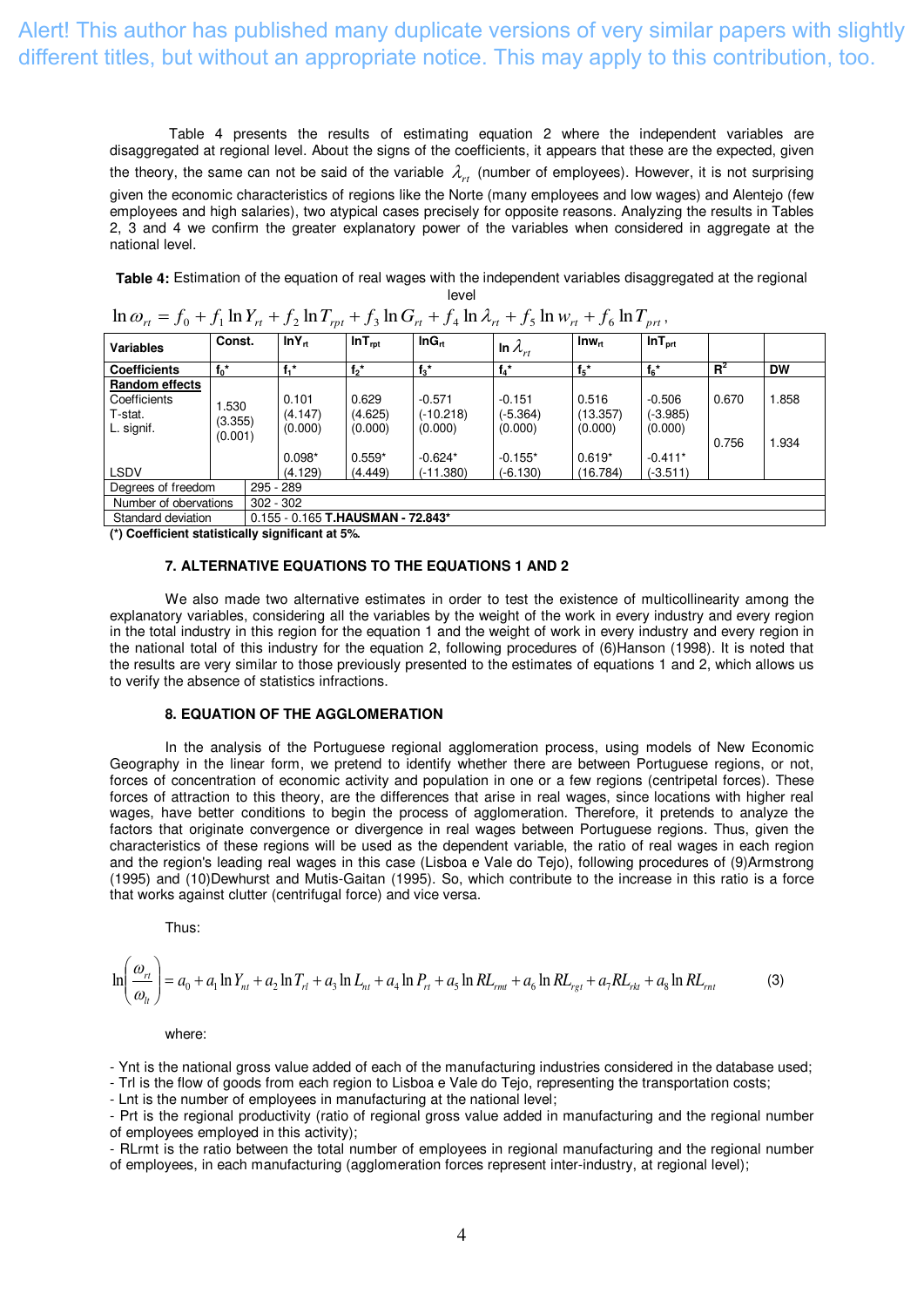Alert! This author has published many duplicate versions of very similar papers with slightly different titles, but without an appropriate notice. This may apply to this contribution, too.

Table 4 presents the results of estimating equation 2 where the independent variables are disaggregated at regional level. About the signs of the coefficients, it appears that these are the expected, given the theory, the same can not be said of the variable $\lambda_{rt}$ (number of employees). However, it is not surprising given the economic characteristics of regions like the Norte (many employees and low wages) and Alentejo (few employees and high salaries), two atypical cases precisely for opposite reasons. Analyzing the results in Tables 2, 3 and 4 we confirm the greater explanatory power of the variables when considered in aggregate at the national level.

**Table 4:** Estimation of the equation of real wages with the independent variables disaggregated at the regional level

$$\ln \omega_{rt} = f_0 + f_1 \ln Y_{rt} + f_2 \ln T_{rpt} + f_3 \ln G_{rt} + f_4 \ln \lambda_{rt} + f_5 \ln w_{rt} + f_6 \ln T_{prt},$$

| Variables | Const. | $\ln Y_{rt}$ | $\ln T_{rpt}$ | $\ln G_{rt}$ | $\ln \lambda_{rt}$ | $\ln w_{rt}$ | $\ln T_{prt}$ | $R^2$ | DW |
|---|---|---|---|---|---|---|---|---|---|
| **Coefficients** | $f_0$* | $f_1$* | $f_2$* | $f_3$* | $f_4$* | $f_5$* | $f_6$* | $R^2$ | DW |
| **Random effects** | | | | | | | | | |
| Coefficients<br>T-stat.<br>L. signif. | 1.530<br>(3.355)<br>(0.001) | 0.101<br>(4.147)<br>(0.000) | 0.629<br>(4.625)<br>(0.000) | -0.571<br>(-10.218)<br>(0.000) | -0.151<br>(-5.364)<br>(0.000) | 0.516<br>(13.357)<br>(0.000) | -0.506<br>(-3.985)<br>(0.000) | 0.670 | 1.858 |
| LSDV | | 0.098*<br>(4.129) | 0.559*<br>(4.449) | -0.624*<br>(-11.380) | -0.155*<br>(-6.130) | 0.619*<br>(16.784) | -0.411*<br>(-3.511) | 0.756 | 1.934 |
| Degrees of freedom | 295 - 289 | | | | | | | | |
| Number of observations | 302 - 302 | | | | | | | | |
| Standard deviation | 0.155 - 0.165 **T.HAUSMAN - 72.843*** | | | | | | | | |

**(\*) Coefficient statistically significant at 5%.**

### 7. ALTERNATIVE EQUATIONS TO THE EQUATIONS 1 AND 2

We also made two alternative estimates in order to test the existence of multicollinearity among the explanatory variables, considering all the variables by the weight of the work in every industry and every region in the total industry in this region for the equation 1 and the weight of work in every industry and every region in the national total of this industry for the equation 2, following procedures of (6)Hanson (1998). It is noted that the results are very similar to those previously presented to the estimates of equations 1 and 2, which allows us to verify the absence of statistics infractions.

### 8. EQUATION OF THE AGGLOMERATION

In the analysis of the Portuguese regional agglomeration process, using models of New Economic Geography in the linear form, we pretend to identify whether there are between Portuguese regions, or not, forces of concentration of economic activity and population in one or a few regions (centripetal forces). These forces of attraction to this theory, are the differences that arise in real wages, since locations with higher real wages, have better conditions to begin the process of agglomeration. Therefore, it pretends to analyze the factors that originate convergence or divergence in real wages between Portuguese regions. Thus, given the characteristics of these regions will be used as the dependent variable, the ratio of real wages in each region and the region's leading real wages in this case (Lisboa e Vale do Tejo), following procedures of (9)Armstrong (1995) and (10)Dewhurst and Mutis-Gaitan (1995). So, which contribute to the increase in this ratio is a force that works against clutter (centrifugal force) and vice versa.

Thus:

$$\ln\left(\frac{\omega_{rt}}{\omega_{lt}}\right) = a_0 + a_1 \ln Y_{nt} + a_2 \ln T_{rl} + a_3 \ln L_{nt} + a_4 \ln P_{rt} + a_5 \ln RL_{rmt} + a_6 \ln RL_{rgt} + a_7 RL_{rkt} + a_8 \ln RL_{rnt} \qquad (3)$$

where:

- Ynt is the national gross value added of each of the manufacturing industries considered in the database used;
- Trl is the flow of goods from each region to Lisboa e Vale do Tejo, representing the transportation costs;
- Lnt is the number of employees in manufacturing at the national level;
- Prt is the regional productivity (ratio of regional gross value added in manufacturing and the regional number of employees employed in this activity);
- RLrmt is the ratio between the total number of employees in regional manufacturing and the regional number of employees, in each manufacturing (agglomeration forces represent inter-industry, at regional level);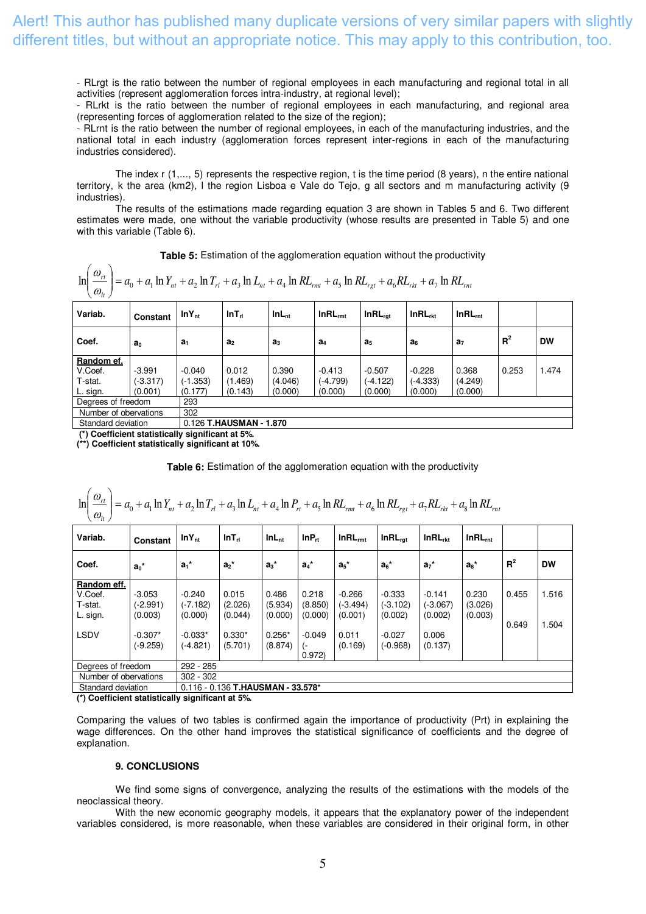Alert! This author has published many duplicate versions of very similar papers with slightly different titles, but without an appropriate notice. This may apply to this contribution, too.

- RLrgt is the ratio between the number of regional employees in each manufacturing and regional total in all activities (represent agglomeration forces intra-industry, at regional level);
- RLrkt is the ratio between the number of regional employees in each manufacturing, and regional area (representing forces of agglomeration related to the size of the region);
- RLrnt is the ratio between the number of regional employees, in each of the manufacturing industries, and the national total in each industry (agglomeration forces represent inter-regions in each of the manufacturing industries considered).

The index r (1,..., 5) represents the respective region, t is the time period (8 years), n the entire national territory, k the area (km2), l the region Lisboa e Vale do Tejo, g all sectors and m manufacturing activity (9 industries).

The results of the estimations made regarding equation 3 are shown in Tables 5 and 6. Two different estimates were made, one without the variable productivity (whose results are presented in Table 5) and one with this variable (Table 6).

**Table 5:** Estimation of the agglomeration equation without the productivity

$$\ln\left(\frac{\omega_{rt}}{\omega_{lt}}\right) = a_0 + a_1 \ln Y_{nt} + a_2 \ln T_{rl} + a_3 \ln L_{nt} + a_4 \ln RL_{rmt} + a_5 \ln RL_{rgt} + a_6 RL_{rkt} + a_7 \ln RL_{rnt}$$

| Variab. | Constant | $\ln Y_{nt}$ | $\ln T_{rl}$ | $\ln L_{nt}$ | $\ln RL_{rmt}$ | $\ln RL_{rgt}$ | $\ln RL_{rkt}$ | $\ln RL_{rnt}$ | | |
|---|---|---|---|---|---|---|---|---|---|---|
| Coef. | $a_0$ | $a_1$ | $a_2$ | $a_3$ | $a_4$ | $a_5$ | $a_6$ | $a_7$ | $R^2$ | DW |
| **Random ef.**<br>V.Coef.<br>T-stat.<br>L. sign. | -3.991<br>(-3.317)<br>(0.001) | -0.040<br>(-1.353)<br>(0.177) | 0.012<br>(1.469)<br>(0.143) | 0.390<br>(4.046)<br>(0.000) | -0.413<br>(-4.799)<br>(0.000) | -0.507<br>(-4.122)<br>(0.000) | -0.228<br>(-4.333)<br>(0.000) | 0.368<br>(4.249)<br>(0.000) | 0.253 | 1.474 |
| Degrees of freedom | 293 | | | | | | | | | |
| Number of observations | 302 | | | | | | | | | |
| Standard deviation | 0.126 **T.HAUSMAN - 1.870** | | | | | | | | | |

**(\*) Coefficient statistically significant at 5%.**
**(\*\*) Coefficient statistically significant at 10%.**

**Table 6:** Estimation of the agglomeration equation with the productivity

$$\ln\left(\frac{\omega_{rt}}{\omega_{lt}}\right) = a_0 + a_1 \ln Y_{nt} + a_2 \ln T_{rl} + a_3 \ln L_{nt} + a_4 \ln P_{rt} + a_5 \ln RL_{rmt} + a_6 \ln RL_{rgt} + a_7 RL_{rkt} + a_8 \ln RL_{rnt}$$

| Variab. | Constant | $\ln Y_{nt}$ | $\ln T_{rl}$ | $\ln L_{nt}$ | $\ln P_{rt}$ | $\ln RL_{rmt}$ | $\ln RL_{rgt}$ | $\ln RL_{rkt}$ | $\ln RL_{rnt}$ | | |
|---|---|---|---|---|---|---|---|---|---|---|---|
| Coef. | $a_0$* | $a_1$* | $a_2$* | $a_3$* | $a_4$* | $a_5$* | $a_6$* | $a_7$* | $a_8$* | $R^2$ | DW |
| **Random eff.**<br>V.Coef.<br>T-stat.<br>L. sign. | -3.053<br>(-2.991)<br>(0.003) | -0.240<br>(-7.182)<br>(0.000) | 0.015<br>(2.026)<br>(0.044) | 0.486<br>(5.934)<br>(0.000) | 0.218<br>(8.850)<br>(0.000) | -0.266<br>(-3.494)<br>(0.001) | -0.333<br>(-3.102)<br>(0.002) | -0.141<br>(-3.067)<br>(0.002) | 0.230<br>(3.026)<br>(0.003) | 0.455 | 1.516 |
| LSDV | -0.307*<br>(-9.259) | -0.033*<br>(-4.821) | 0.330*<br>(5.701) | 0.256*<br>(8.874) | -0.049<br>(-0.972) | 0.011<br>(0.169) | -0.027<br>(-0.968) | 0.006<br>(0.137) | | 0.649 | 1.504 |
| Degrees of freedom | 292 - 285 | | | | | | | | | | |
| Number of observations | 302 - 302 | | | | | | | | | | |
| Standard deviation | 0.116 - 0.136 **T.HAUSMAN - 33.578*** | | | | | | | | | | |

**(\*) Coefficient statistically significant at 5%.**

Comparing the values of two tables is confirmed again the importance of productivity (Prt) in explaining the wage differences. On the other hand improves the statistical significance of coefficients and the degree of explanation.

## 9. CONCLUSIONS

We find some signs of convergence, analyzing the results of the estimations with the models of the neoclassical theory.

With the new economic geography models, it appears that the explanatory power of the independent variables considered, is more reasonable, when these variables are considered in their original form, in other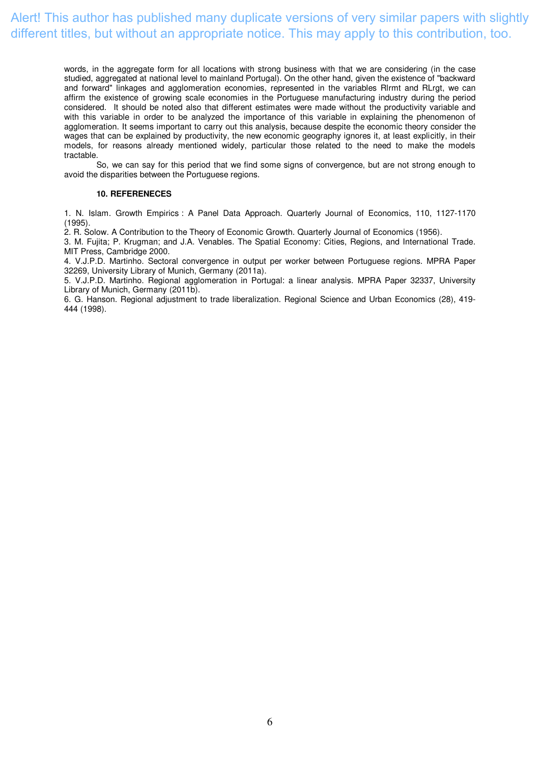Alert! This author has published many duplicate versions of very similar papers with slightly different titles, but without an appropriate notice. This may apply to this contribution, too.

words, in the aggregate form for all locations with strong business with that we are considering (in the case studied, aggregated at national level to mainland Portugal). On the other hand, given the existence of "backward and forward" linkages and agglomeration economies, represented in the variables Rlrmt and RLrgt, we can affirm the existence of growing scale economies in the Portuguese manufacturing industry during the period considered. It should be noted also that different estimates were made without the productivity variable and with this variable in order to be analyzed the importance of this variable in explaining the phenomenon of agglomeration. It seems important to carry out this analysis, because despite the economic theory consider the wages that can be explained by productivity, the new economic geography ignores it, at least explicitly, in their models, for reasons already mentioned widely, particular those related to the need to make the models tractable.

So, we can say for this period that we find some signs of convergence, but are not strong enough to avoid the disparities between the Portuguese regions.

## 10. REFERENECES

1. N. Islam. Growth Empirics : A Panel Data Approach. Quarterly Journal of Economics, 110, 1127-1170 (1995).
2. R. Solow. A Contribution to the Theory of Economic Growth. Quarterly Journal of Economics (1956).
3. M. Fujita; P. Krugman; and J.A. Venables. The Spatial Economy: Cities, Regions, and International Trade. MIT Press, Cambridge 2000.
4. V.J.P.D. Martinho. Sectoral convergence in output per worker between Portuguese regions. MPRA Paper 32269, University Library of Munich, Germany (2011a).
5. V.J.P.D. Martinho. Regional agglomeration in Portugal: a linear analysis. MPRA Paper 32337, University Library of Munich, Germany (2011b).
6. G. Hanson. Regional adjustment to trade liberalization. Regional Science and Urban Economics (28), 419-444 (1998).